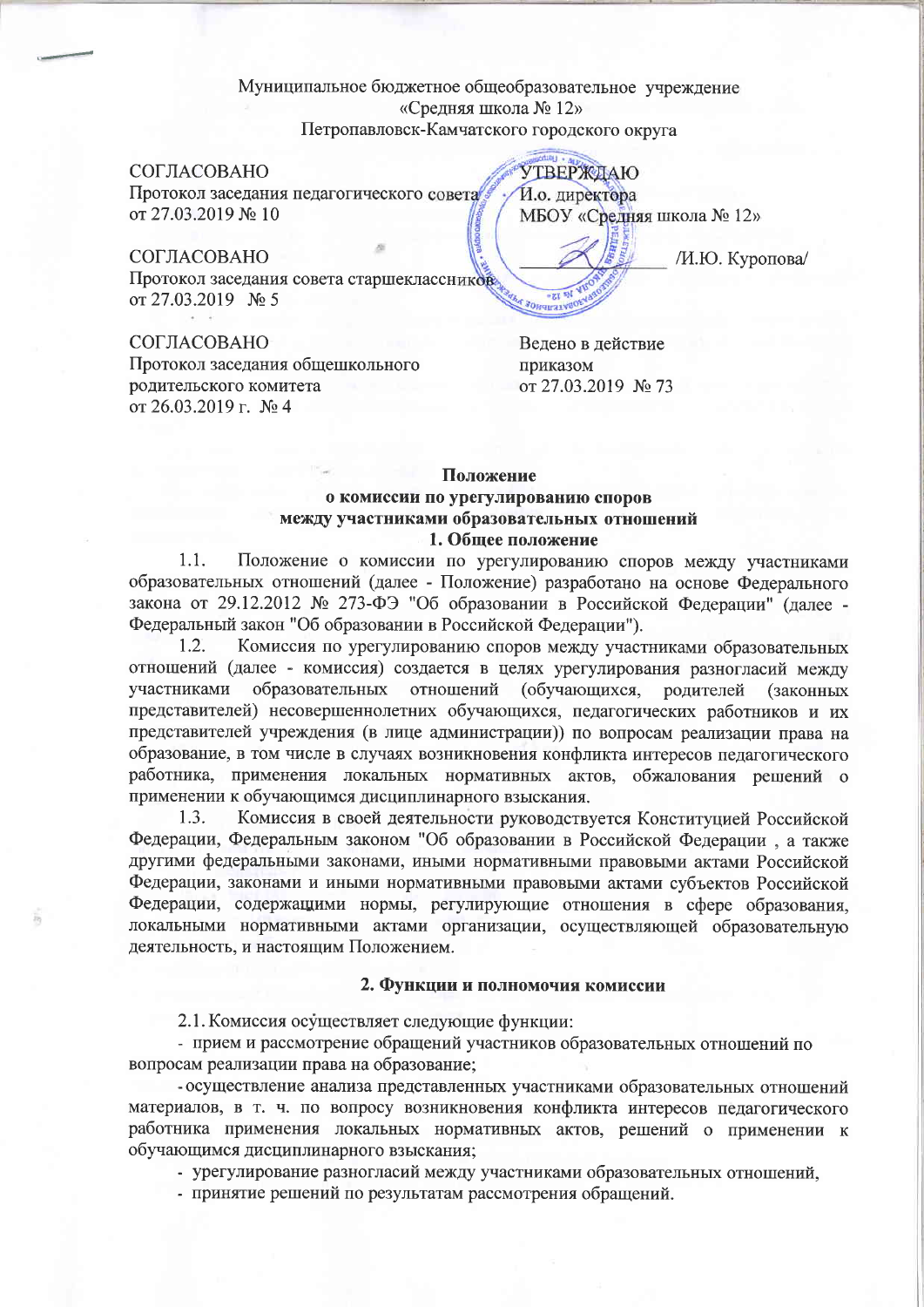Муниципальное бюджетное общеобразовательное учреждение
«Средняя школа № 12»
Петропавловск-Камчатского городского округа

СОГЛАСОВАНО
Протокол заседания педагогического совета
от 27.03.2019 № 10

УТВЕРЖДАЮ
И.о. директора
МБОУ «Средняя школа № 12»
_____________ /И.Ю. Куропова/

СОГЛАСОВАНО
Протокол заседания совета старшеклассников
от 27.03.2019 № 5

СОГЛАСОВАНО
Протокол заседания общешкольного родительского комитета
от 26.03.2019 г. № 4

Ведено в действие
приказом
от 27.03.2019 № 73

**Положение**
**о комиссии по урегулированию споров**
**между участниками образовательных отношений**

## 1. Общее положение

1.1. Положение о комиссии по урегулированию споров между участниками образовательных отношений (далее - Положение) разработано на основе Федерального закона от 29.12.2012 № 273-ФЭ "Об образовании в Российской Федерации" (далее - Федеральный закон "Об образовании в Российской Федерации").

1.2. Комиссия по урегулированию споров между участниками образовательных отношений (далее - комиссия) создается в целях урегулирования разногласий между участниками образовательных отношений (обучающихся, родителей (законных представителей) несовершеннолетних обучающихся, педагогических работников и их представителей учреждения (в лице администрации)) по вопросам реализации права на образование, в том числе в случаях возникновения конфликта интересов педагогического работника, применения локальных нормативных актов, обжалования решений о применении к обучающимся дисциплинарного взыскания.

1.3. Комиссия в своей деятельности руководствуется Конституцией Российской Федерации, Федеральным законом "Об образовании в Российской Федерации , а также другими федеральными законами, иными нормативными правовыми актами Российской Федерации, законами и иными нормативными правовыми актами субъектов Российской Федерации, содержащими нормы, регулирующие отношения в сфере образования, локальными нормативными актами организации, осуществляющей образовательную деятельность, и настоящим Положением.

## 2. Функции и полномочия комиссии

2.1. Комиссия осуществляет следующие функции:

- прием и рассмотрение обращений участников образовательных отношений по вопросам реализации права на образование;
- осуществление анализа представленных участниками образовательных отношений материалов, в т. ч. по вопросу возникновения конфликта интересов педагогического работника применения локальных нормативных актов, решений о применении к обучающимся дисциплинарного взыскания;
- урегулирование разногласий между участниками образовательных отношений,
- принятие решений по результатам рассмотрения обращений.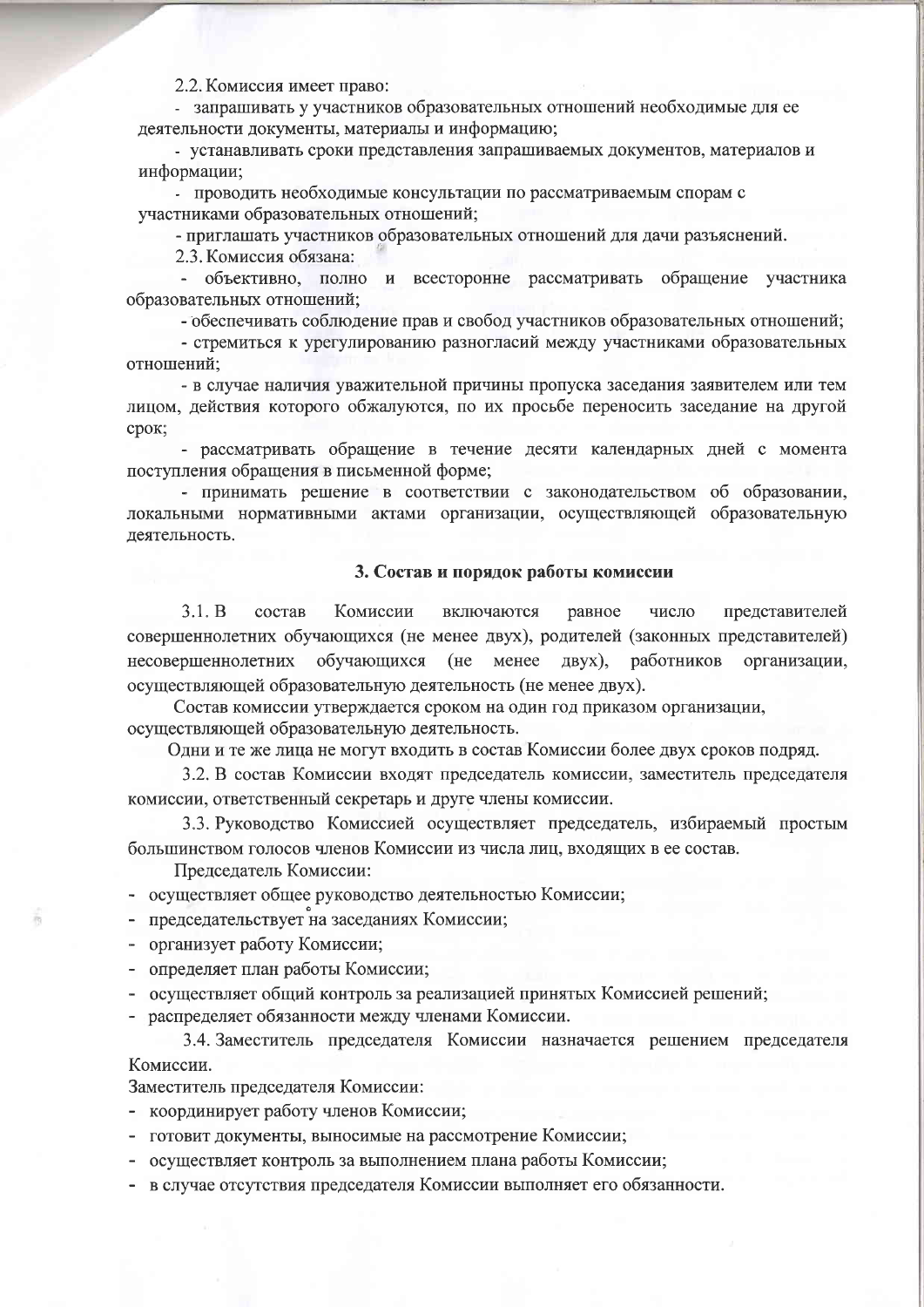2.2. Комиссия имеет право:

- запрашивать у участников образовательных отношений необходимые для ее деятельности документы, материалы и информацию;
- устанавливать сроки представления запрашиваемых документов, материалов и информации;
- проводить необходимые консультации по рассматриваемым спорам с участниками образовательных отношений;
- приглашать участников образовательных отношений для дачи разъяснений.

2.3. Комиссия обязана:

- объективно, полно и всесторонне рассматривать обращение участника образовательных отношений;
- обеспечивать соблюдение прав и свобод участников образовательных отношений;
- стремиться к урегулированию разногласий между участниками образовательных отношений;
- в случае наличия уважительной причины пропуска заседания заявителем или тем лицом, действия которого обжалуются, по их просьбе переносить заседание на другой срок;
- рассматривать обращение в течение десяти календарных дней с момента поступления обращения в письменной форме;
- принимать решение в соответствии с законодательством об образовании, локальными нормативными актами организации, осуществляющей образовательную деятельность.

### 3. Состав и порядок работы комиссии

3.1. В состав Комиссии включаются равное число представителей совершеннолетних обучающихся (не менее двух), родителей (законных представителей) несовершеннолетних обучающихся (не менее двух), работников организации, осуществляющей образовательную деятельность (не менее двух).

Состав комиссии утверждается сроком на один год приказом организации, осуществляющей образовательную деятельность.

Одни и те же лица не могут входить в состав Комиссии более двух сроков подряд.

3.2. В состав Комиссии входят председатель комиссии, заместитель председателя комиссии, ответственный секретарь и друге члены комиссии.

3.3. Руководство Комиссией осуществляет председатель, избираемый простым большинством голосов членов Комиссии из числа лиц, входящих в ее состав.

Председатель Комиссии:

- осуществляет общее руководство деятельностью Комиссии;
- председательствует на заседаниях Комиссии;
- организует работу Комиссии;
- определяет план работы Комиссии;
- осуществляет общий контроль за реализацией принятых Комиссией решений;
- распределяет обязанности между членами Комиссии.

3.4. Заместитель председателя Комиссии назначается решением председателя Комиссии.

Заместитель председателя Комиссии:

- координирует работу членов Комиссии;
- готовит документы, выносимые на рассмотрение Комиссии;
- осуществляет контроль за выполнением плана работы Комиссии;
- в случае отсутствия председателя Комиссии выполняет его обязанности.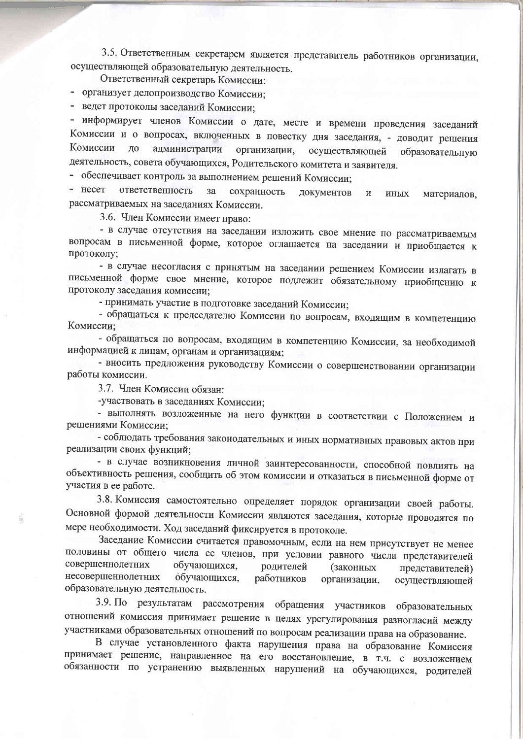3.5. Ответственным секретарем является представитель работников организации, осуществляющей образовательную деятельность.

Ответственный секретарь Комиссии:

- организует делопроизводство Комиссии;
- ведет протоколы заседаний Комиссии;
- информирует членов Комиссии о дате, месте и времени проведения заседаний Комиссии и о вопросах, включенных в повестку дня заседания, - доводит решения Комиссии до администрации организации, осуществляющей образовательную деятельность, совета обучающихся, Родительского комитета и заявителя.
- обеспечивает контроль за выполнением решений Комиссии;
- несет ответственность за сохранность документов и иных материалов, рассматриваемых на заседаниях Комиссии.

3.6. Член Комиссии имеет право:

- в случае отсутствия на заседании изложить свое мнение по рассматриваемым вопросам в письменной форме, которое оглашается на заседании и приобщается к протоколу;
- в случае несогласия с принятым на заседании решением Комиссии излагать в письменной форме свое мнение, которое подлежит обязательному приобщению к протоколу заседания комиссии;
- принимать участие в подготовке заседаний Комиссии;
- обращаться к председателю Комиссии по вопросам, входящим в компетенцию Комиссии;
- обращаться по вопросам, входящим в компетенцию Комиссии, за необходимой информацией к лицам, органам и организациям;
- вносить предложения руководству Комиссии о совершенствовании организации работы комиссии.

3.7. Член Комиссии обязан:

- участвовать в заседаниях Комиссии;
- выполнять возложенные на него функции в соответствии с Положением и решениями Комиссии;
- соблюдать требования законодательных и иных нормативных правовых актов при реализации своих функций;
- в случае возникновения личной заинтересованности, способной повлиять на объективность решения, сообщить об этом комиссии и отказаться в письменной форме от участия в ее работе.

3.8. Комиссия самостоятельно определяет порядок организации своей работы. Основной формой деятельности Комиссии являются заседания, которые проводятся по мере необходимости. Ход заседаний фиксируется в протоколе.

Заседание Комиссии считается правомочным, если на нем присутствует не менее половины от общего числа ее членов, при условии равного числа представителей совершеннолетних обучающихся, родителей (законных представителей) несовершеннолетних обучающихся, работников организации, осуществляющей образовательную деятельность.

3.9. По результатам рассмотрения обращения участников образовательных отношений комиссия принимает решение в целях урегулирования разногласий между участниками образовательных отношений по вопросам реализации права на образование.

В случае установленного факта нарушения права на образование Комиссия принимает решение, направленное на его восстановление, в т.ч. с возложением обязанности по устранению выявленных нарушений на обучающихся, родителей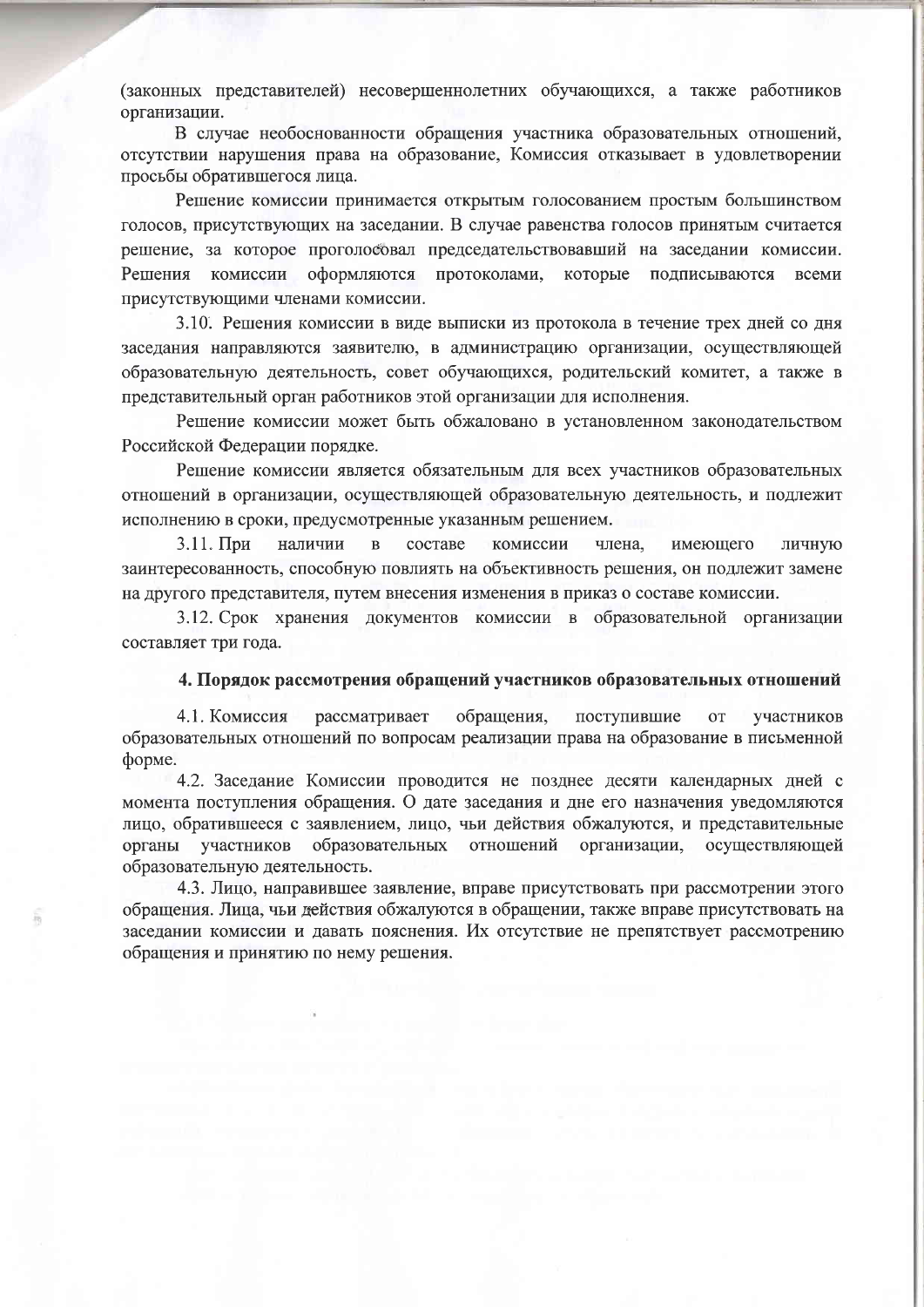(законных представителей) несовершеннолетних обучающихся, а также работников организации.

В случае необоснованности обращения участника образовательных отношений, отсутствии нарушения права на образование, Комиссия отказывает в удовлетворении просьбы обратившегося лица.

Решение комиссии принимается открытым голосованием простым большинством голосов, присутствующих на заседании. В случае равенства голосов принятым считается решение, за которое проголосовал председательствовавший на заседании комиссии. Решения комиссии оформляются протоколами, которые подписываются всеми присутствующими членами комиссии.

3.10. Решения комиссии в виде выписки из протокола в течение трех дней со дня заседания направляются заявителю, в администрацию организации, осуществляющей образовательную деятельность, совет обучающихся, родительский комитет, а также в представительный орган работников этой организации для исполнения.

Решение комиссии может быть обжаловано в установленном законодательством Российской Федерации порядке.

Решение комиссии является обязательным для всех участников образовательных отношений в организации, осуществляющей образовательную деятельность, и подлежит исполнению в сроки, предусмотренные указанным решением.

3.11. При наличии в составе комиссии члена, имеющего личную заинтересованность, способную повлиять на объективность решения, он подлежит замене на другого представителя, путем внесения изменения в приказ о составе комиссии.

3.12. Срок хранения документов комиссии в образовательной организации составляет три года.

## 4. Порядок рассмотрения обращений участников образовательных отношений

4.1. Комиссия рассматривает обращения, поступившие от участников образовательных отношений по вопросам реализации права на образование в письменной форме.

4.2. Заседание Комиссии проводится не позднее десяти календарных дней с момента поступления обращения. О дате заседания и дне его назначения уведомляются лицо, обратившееся с заявлением, лицо, чьи действия обжалуются, и представительные органы участников образовательных отношений организации, осуществляющей образовательную деятельность.

4.3. Лицо, направившее заявление, вправе присутствовать при рассмотрении этого обращения. Лица, чьи действия обжалуются в обращении, также вправе присутствовать на заседании комиссии и давать пояснения. Их отсутствие не препятствует рассмотрению обращения и принятию по нему решения.